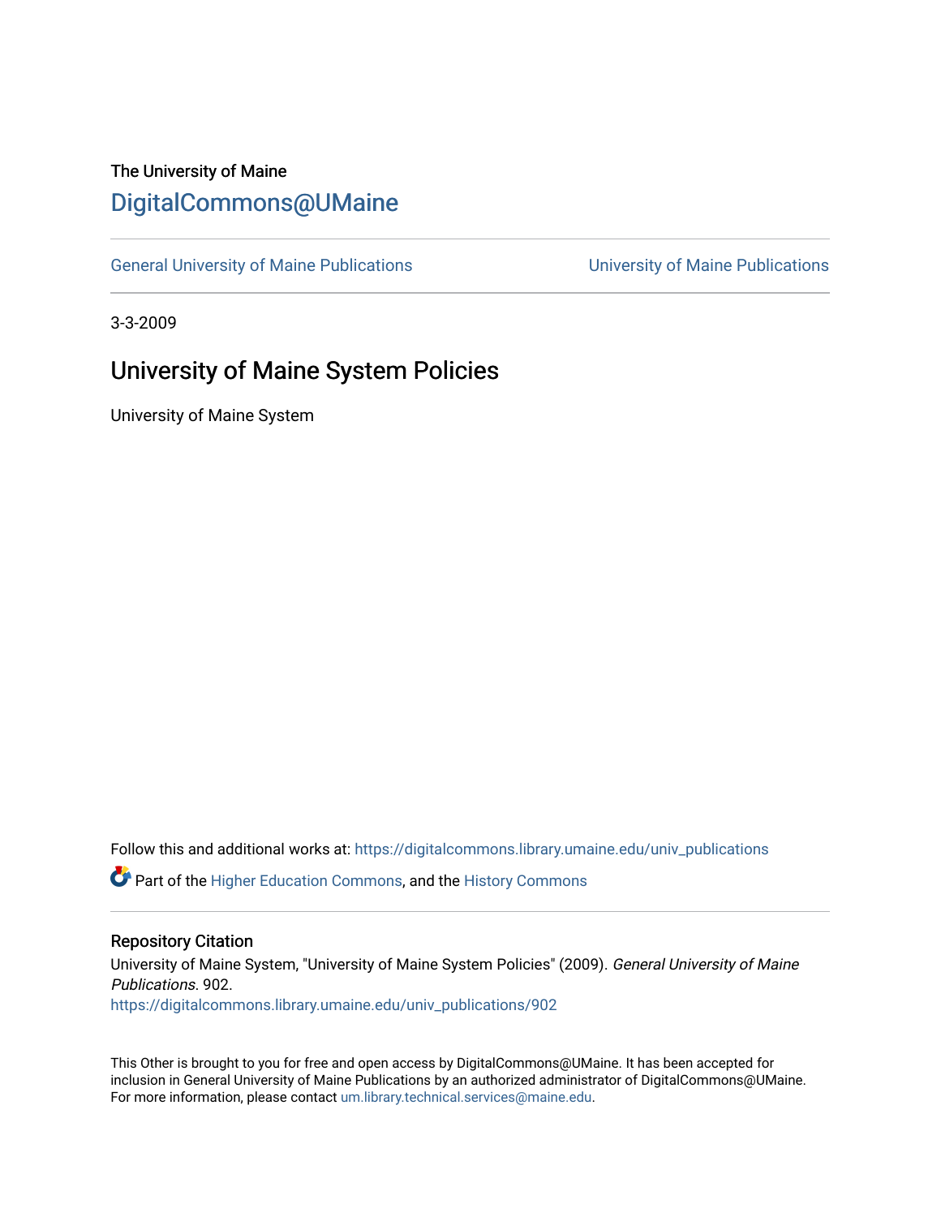The University of Maine

# DigitalCommons@UMaine

General University of Maine Publications | University of Maine Publications

3-3-2009

## University of Maine System Policies

University of Maine System

Follow this and additional works at: https://digitalcommons.library.umaine.edu/univ_publications

Part of the Higher Education Commons, and the History Commons

### Repository Citation

University of Maine System, "University of Maine System Policies" (2009). *General University of Maine Publications*. 902.
https://digitalcommons.library.umaine.edu/univ_publications/902

This Other is brought to you for free and open access by DigitalCommons@UMaine. It has been accepted for inclusion in General University of Maine Publications by an authorized administrator of DigitalCommons@UMaine. For more information, please contact um.library.technical.services@maine.edu.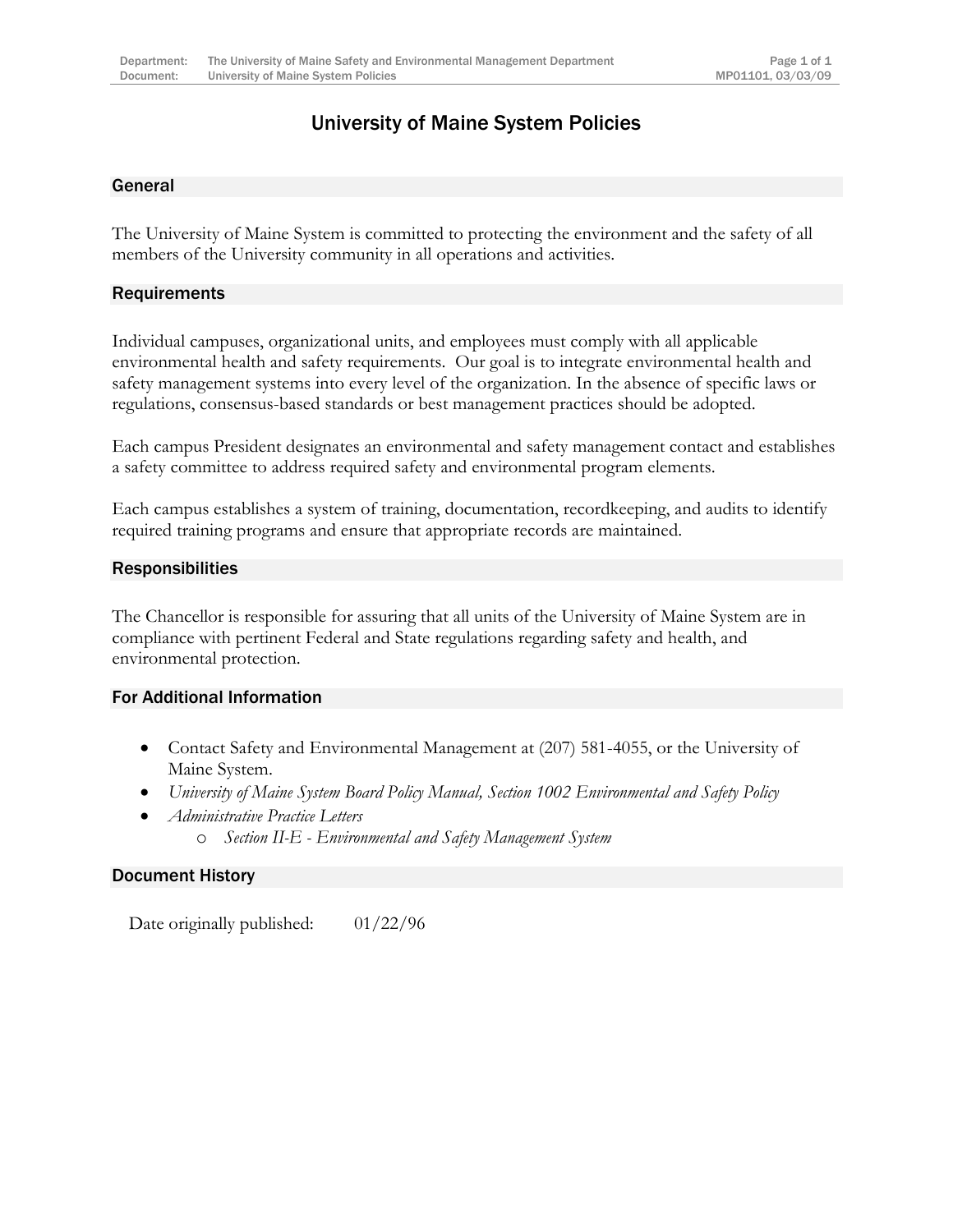# University of Maine System Policies

## General

The University of Maine System is committed to protecting the environment and the safety of all members of the University community in all operations and activities.

## Requirements

Individual campuses, organizational units, and employees must comply with all applicable environmental health and safety requirements. Our goal is to integrate environmental health and safety management systems into every level of the organization. In the absence of specific laws or regulations, consensus-based standards or best management practices should be adopted.

Each campus President designates an environmental and safety management contact and establishes a safety committee to address required safety and environmental program elements.

Each campus establishes a system of training, documentation, recordkeeping, and audits to identify required training programs and ensure that appropriate records are maintained.

## Responsibilities

The Chancellor is responsible for assuring that all units of the University of Maine System are in compliance with pertinent Federal and State regulations regarding safety and health, and environmental protection.

## For Additional Information

- Contact Safety and Environmental Management at (207) 581-4055, or the University of Maine System.
- *University of Maine System Board Policy Manual, Section 1002 Environmental and Safety Policy*
- *Administrative Practice Letters*
  - *Section II-E - Environmental and Safety Management System*

## Document History

Date originally published: 01/22/96